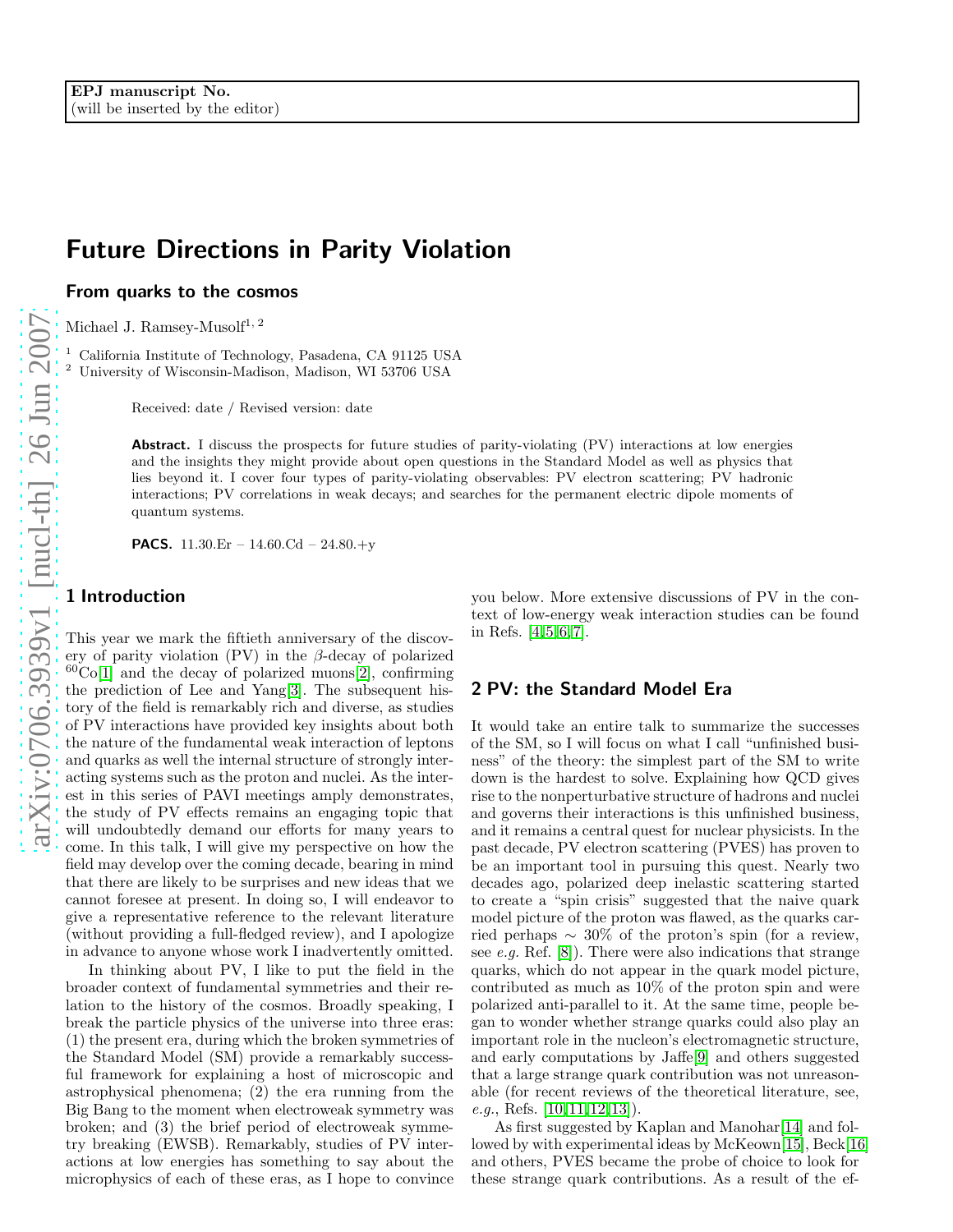EPJ manuscript No.
(will be inserted by the editor)

# Future Directions in Parity Violation

## From quarks to the cosmos

Michael J. Ramsey-Musolf[1,2]

[1] California Institute of Technology, Pasadena, CA 91125 USA
[2] University of Wisconsin-Madison, Madison, WI 53706 USA

Received: date / Revised version: date

**Abstract.** I discuss the prospects for future studies of parity-violating (PV) interactions at low energies and the insights they might provide about open questions in the Standard Model as well as physics that lies beyond it. I cover four types of parity-violating observables: PV electron scattering; PV hadronic interactions; PV correlations in weak decays; and searches for the permanent electric dipole moments of quantum systems.

**PACS.** 11.30.Er – 14.60.Cd – 24.80.+y

## 1 Introduction

This year we mark the fiftieth anniversary of the discovery of parity violation (PV) in the $\beta$-decay of polarized $^{60}$Co[1] and the decay of polarized muons[2], confirming the prediction of Lee and Yang[3]. The subsequent history of the field is remarkably rich and diverse, as studies of PV interactions have provided key insights about both the nature of the fundamental weak interaction of leptons and quarks as well the internal structure of strongly interacting systems such as the proton and nuclei. As the interest in this series of PAVI meetings amply demonstrates, the study of PV effects remains an engaging topic that will undoubtedly demand our efforts for many years to come. In this talk, I will give my perspective on how the field may develop over the coming decade, bearing in mind that there are likely to be surprises and new ideas that we cannot foresee at present. In doing so, I will endeavor to give a representative reference to the relevant literature (without providing a full-fledged review), and I apologize in advance to anyone whose work I inadvertently omitted.

In thinking about PV, I like to put the field in the broader context of fundamental symmetries and their relation to the history of the cosmos. Broadly speaking, I break the particle physics of the universe into three eras: (1) the present era, during which the broken symmetries of the Standard Model (SM) provide a remarkably successful framework for explaining a host of microscopic and astrophysical phenomena; (2) the era running from the Big Bang to the moment when electroweak symmetry was broken; and (3) the brief period of electroweak symmetry breaking (EWSB). Remarkably, studies of PV interactions at low energies has something to say about the microphysics of each of these eras, as I hope to convince you below. More extensive discussions of PV in the context of low-energy weak interaction studies can be found in Refs. [4,5,6,7].

## 2 PV: the Standard Model Era

It would take an entire talk to summarize the successes of the SM, so I will focus on what I call "unfinished business" of the theory: the simplest part of the SM to write down is the hardest to solve. Explaining how QCD gives rise to the nonperturbative structure of hadrons and nuclei and governs their interactions is this unfinished business, and it remains a central quest for nuclear physicists. In the past decade, PV electron scattering (PVES) has proven to be an important tool in pursuing this quest. Nearly two decades ago, polarized deep inelastic scattering started to create a "spin crisis" suggested that the naive quark model picture of the proton was flawed, as the quarks carried perhaps $\sim 30\%$ of the proton's spin (for a review, see *e.g.* Ref. [8]). There were also indications that strange quarks, which do not appear in the quark model picture, contributed as much as 10% of the proton spin and were polarized anti-parallel to it. At the same time, people began to wonder whether strange quarks could also play an important role in the nucleon's electromagnetic structure, and early computations by Jaffe[9] and others suggested that a large strange quark contribution was not unreasonable (for recent reviews of the theoretical literature, see, *e.g.*, Refs. [10,11,12,13]).

As first suggested by Kaplan and Manohar[14] and followed by with experimental ideas by McKeown[15], Beck[16] and others, PVES became the probe of choice to look for these strange quark contributions. As a result of the ef-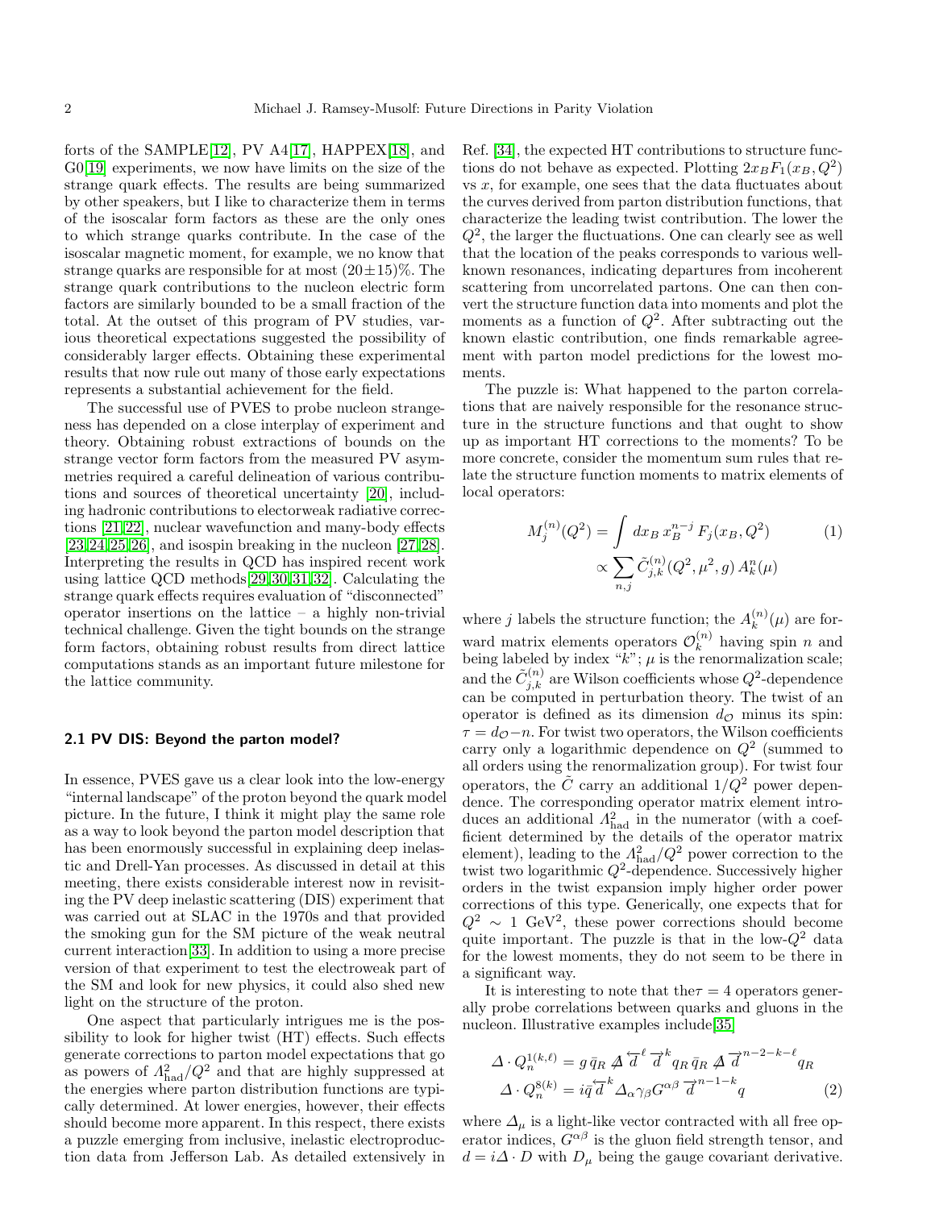forts of the SAMPLE[12], PV A4[17], HAPPEX[18], and G0[19] experiments, we now have limits on the size of the strange quark effects. The results are being summarized by other speakers, but I like to characterize them in terms of the isoscalar form factors as these are the only ones to which strange quarks contribute. In the case of the isoscalar magnetic moment, for example, we no know that strange quarks are responsible for at most $(20\pm15)\%$. The strange quark contributions to the nucleon electric form factors are similarly bounded to be a small fraction of the total. At the outset of this program of PV studies, various theoretical expectations suggested the possibility of considerably larger effects. Obtaining these experimental results that now rule out many of those early expectations represents a substantial achievement for the field.

The successful use of PVES to probe nucleon strangeness has depended on a close interplay of experiment and theory. Obtaining robust extractions of bounds on the strange vector form factors from the measured PV asymmetries required a careful delineation of various contributions and sources of theoretical uncertainty [20], including hadronic contributions to electorweak radiative corrections [21,22], nuclear wavefunction and many-body effects [23,24,25,26], and isospin breaking in the nucleon [27,28]. Interpreting the results in QCD has inspired recent work using lattice QCD methods[29,30,31,32]. Calculating the strange quark effects requires evaluation of "disconnected" operator insertions on the lattice – a highly non-trivial technical challenge. Given the tight bounds on the strange form factors, obtaining robust results from direct lattice computations stands as an important future milestone for the lattice community.

## 2.1 PV DIS: Beyond the parton model?

In essence, PVES gave us a clear look into the low-energy "internal landscape" of the proton beyond the quark model picture. In the future, I think it might play the same role as a way to look beyond the parton model description that has been enormously successful in explaining deep inelastic and Drell-Yan processes. As discussed in detail at this meeting, there exists considerable interest now in revisiting the PV deep inelastic scattering (DIS) experiment that was carried out at SLAC in the 1970s and that provided the smoking gun for the SM picture of the weak neutral current interaction[33]. In addition to using a more precise version of that experiment to test the electroweak part of the SM and look for new physics, it could also shed new light on the structure of the proton.

One aspect that particularly intrigues me is the possibility to look for higher twist (HT) effects. Such effects generate corrections to parton model expectations that go as powers of $\Lambda_{\rm had}^2/Q^2$ and that are highly suppressed at the energies where parton distribution functions are typically determined. At lower energies, however, their effects should become more apparent. In this respect, there exists a puzzle emerging from inclusive, inelastic electroproduction data from Jefferson Lab. As detailed extensively in Ref. [34], the expected HT contributions to structure functions do not behave as expected. Plotting $2x_B F_1(x_B, Q^2)$ vs $x$, for example, one sees that the data fluctuates about the curves derived from parton distribution functions, that characterize the leading twist contribution. The lower the $Q^2$, the larger the fluctuations. One can clearly see as well that the location of the peaks corresponds to various well-known resonances, indicating departures from incoherent scattering from uncorrelated partons. One can then convert the structure function data into moments and plot the moments as a function of $Q^2$. After subtracting out the known elastic contribution, one finds remarkable agreement with parton model predictions for the lowest moments.

The puzzle is: What happened to the parton correlations that are naively responsible for the resonance structure in the structure functions and that ought to show up as important HT corrections to the moments? To be more concrete, consider the momentum sum rules that relate the structure function moments to matrix elements of local operators:

$$
\begin{aligned}
M_j^{(n)}(Q^2) &= \int dx_B\, x_B^{n-j}\, F_j(x_B, Q^2) \\
&\propto \sum_{n,j} \tilde{C}_{j,k}^{(n)}(Q^2, \mu^2, g)\, A_k^n(\mu)
\end{aligned}
\tag{1}
$$

where $j$ labels the structure function; the $A_k^{(n)}(\mu)$ are forward matrix elements operators $\mathcal{O}_k^{(n)}$ having spin $n$ and being labeled by index "$k$"; $\mu$ is the renormalization scale; and the $\tilde{C}_{j,k}^{(n)}$ are Wilson coefficients whose $Q^2$-dependence can be computed in perturbation theory. The twist of an operator is defined as its dimension $d_{\mathcal{O}}$ minus its spin: $\tau = d_{\mathcal{O}} - n$. For twist two operators, the Wilson coefficients carry only a logarithmic dependence on $Q^2$ (summed to all orders using the renormalization group). For twist four operators, the $\tilde{C}$ carry an additional $1/Q^2$ power dependence. The corresponding operator matrix element introduces an additional $\Lambda_{\rm had}^2$ in the numerator (with a coefficient determined by the details of the operator matrix element), leading to the $\Lambda_{\rm had}^2/Q^2$ power correction to the twist two logarithmic $Q^2$-dependence. Successively higher orders in the twist expansion imply higher order power corrections of this type. Generically, one expects that for $Q^2 \sim 1$ GeV$^2$, these power corrections should become quite important. The puzzle is that in the low-$Q^2$ data for the lowest moments, they do not seem to be there in a significant way.

It is interesting to note that the$\tau = 4$ operators generally probe correlations between quarks and gluons in the nucleon. Illustrative examples include[35]

$$
\begin{aligned}
\Delta \cdot Q_n^{1(k,\ell)} &= g\, \bar{q}_R\, \not{\Delta}\, \overleftarrow{d}^{\,\ell}\, \overrightarrow{d}^{\,k} q_R\, \bar{q}_R\, \not{\Delta}\, \overrightarrow{d}^{\,n-2-k-\ell} q_R \\
\Delta \cdot Q_n^{8(k)} &= i \bar{q}\, \overleftarrow{d}^{\,k} \Delta_\alpha \gamma_\beta G^{\alpha\beta}\, \overrightarrow{d}^{\,n-1-k} q
\end{aligned}
\tag{2}
$$

where $\Delta_\mu$ is a light-like vector contracted with all free operator indices, $G^{\alpha\beta}$ is the gluon field strength tensor, and $d = i\Delta \cdot D$ with $D_\mu$ being the gauge covariant derivative.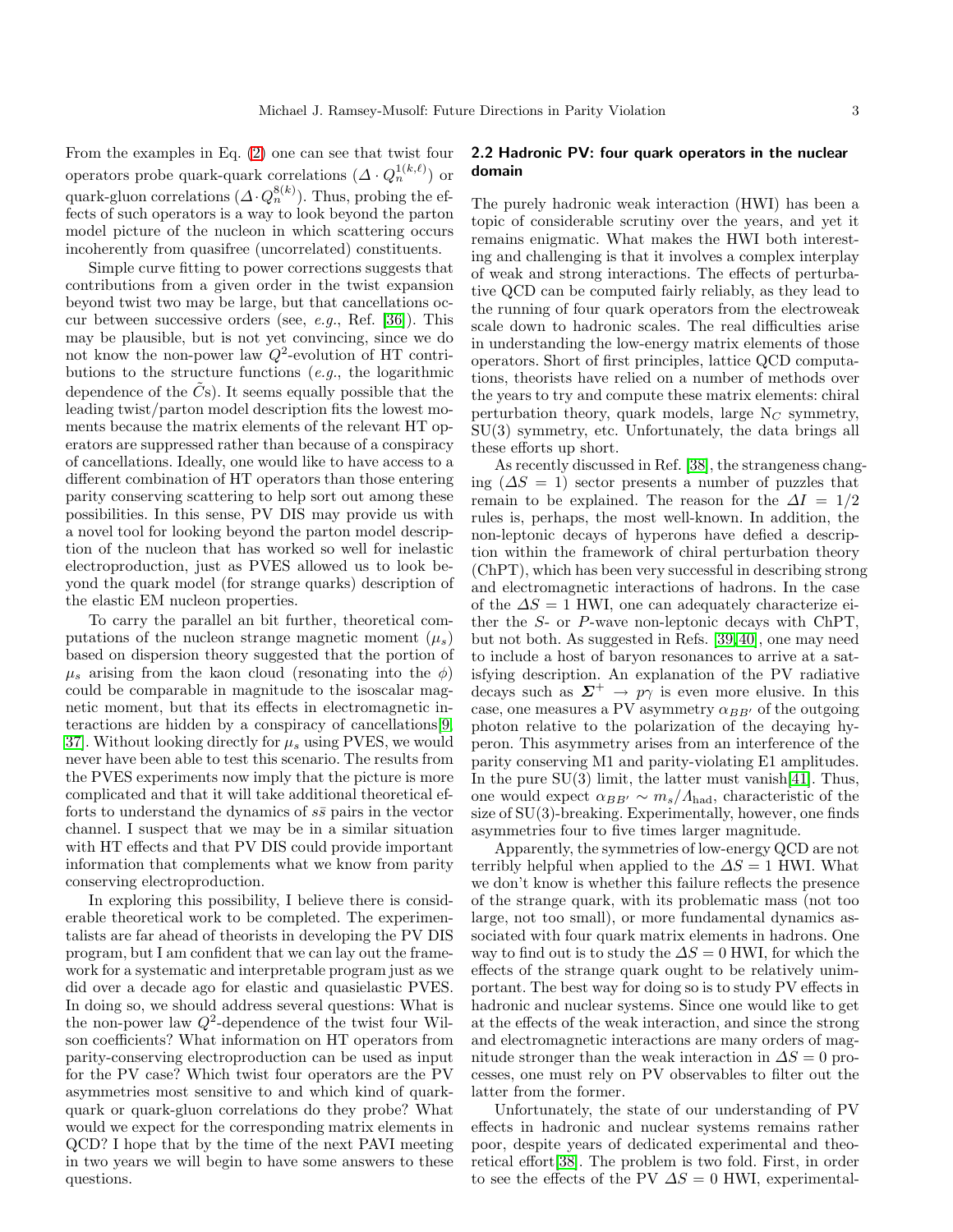From the examples in Eq. (2) one can see that twist four operators probe quark-quark correlations ($\Delta \cdot Q_n^{1(k,\ell)}$) or quark-gluon correlations ($\Delta \cdot Q_n^{8(k)}$). Thus, probing the effects of such operators is a way to look beyond the parton model picture of the nucleon in which scattering occurs incoherently from quasifree (uncorrelated) constituents.

Simple curve fitting to power corrections suggests that contributions from a given order in the twist expansion beyond twist two may be large, but that cancellations occur between successive orders (see, *e.g.*, Ref. [36]). This may be plausible, but is not yet convincing, since we do not know the non-power law $Q^2$-evolution of HT contributions to the structure functions (*e.g.*, the logarithmic dependence of the $\tilde{C}$s). It seems equally possible that the leading twist/parton model description fits the lowest moments because the matrix elements of the relevant HT operators are suppressed rather than because of a conspiracy of cancellations. Ideally, one would like to have access to a different combination of HT operators than those entering parity conserving scattering to help sort out among these possibilities. In this sense, PV DIS may provide us with a novel tool for looking beyond the parton model description of the nucleon that has worked so well for inelastic electroproduction, just as PVES allowed us to look beyond the quark model (for strange quarks) description of the elastic EM nucleon properties.

To carry the parallel an bit further, theoretical computations of the nucleon strange magnetic moment ($\mu_s$) based on dispersion theory suggested that the portion of $\mu_s$ arising from the kaon cloud (resonating into the $\phi$) could be comparable in magnitude to the isoscalar magnetic moment, but that its effects in electromagnetic interactions are hidden by a conspiracy of cancellations[9, 37]. Without looking directly for $\mu_s$ using PVES, we would never have been able to test this scenario. The results from the PVES experiments now imply that the picture is more complicated and that it will take additional theoretical efforts to understand the dynamics of $s\bar{s}$ pairs in the vector channel. I suspect that we may be in a similar situation with HT effects and that PV DIS could provide important information that complements what we know from parity conserving electroproduction.

In exploring this possibility, I believe there is considerable theoretical work to be completed. The experimentalists are far ahead of theorists in developing the PV DIS program, but I am confident that we can lay out the framework for a systematic and interpretable program just as we did over a decade ago for elastic and quasielastic PVES. In doing so, we should address several questions: What is the non-power law $Q^2$-dependence of the twist four Wilson coefficients? What information on HT operators from parity-conserving electroproduction can be used as input for the PV case? Which twist four operators are the PV asymmetries most sensitive to and which kind of quark-quark or quark-gluon correlations do they probe? What would we expect for the corresponding matrix elements in QCD? I hope that by the time of the next PAVI meeting in two years we will begin to have some answers to these questions.

## 2.2 Hadronic PV: four quark operators in the nuclear domain

The purely hadronic weak interaction (HWI) has been a topic of considerable scrutiny over the years, and yet it remains enigmatic. What makes the HWI both interesting and challenging is that it involves a complex interplay of weak and strong interactions. The effects of perturbative QCD can be computed fairly reliably, as they lead to the running of four quark operators from the electroweak scale down to hadronic scales. The real difficulties arise in understanding the low-energy matrix elements of those operators. Short of first principles, lattice QCD computations, theorists have relied on a number of methods over the years to try and compute these matrix elements: chiral perturbation theory, quark models, large $N_C$ symmetry, SU(3) symmetry, etc. Unfortunately, the data brings all these efforts up short.

As recently discussed in Ref. [38], the strangeness changing ($\Delta S = 1$) sector presents a number of puzzles that remain to be explained. The reason for the $\Delta I = 1/2$ rules is, perhaps, the most well-known. In addition, the non-leptonic decays of hyperons have defied a description within the framework of chiral perturbation theory (ChPT), which has been very successful in describing strong and electromagnetic interactions of hadrons. In the case of the $\Delta S = 1$ HWI, one can adequately characterize either the $S$- or $P$-wave non-leptonic decays with ChPT, but not both. As suggested in Refs. [39,40], one may need to include a host of baryon resonances to arrive at a satisfying description. An explanation of the PV radiative decays such as $\Sigma^+ \to p\gamma$ is even more elusive. In this case, one measures a PV asymmetry $\alpha_{BB'}$ of the outgoing photon relative to the polarization of the decaying hyperon. This asymmetry arises from an interference of the parity conserving M1 and parity-violating E1 amplitudes. In the pure SU(3) limit, the latter must vanish[41]. Thus, one would expect $\alpha_{BB'} \sim m_s/\Lambda_{\rm had}$, characteristic of the size of SU(3)-breaking. Experimentally, however, one finds asymmetries four to five times larger magnitude.

Apparently, the symmetries of low-energy QCD are not terribly helpful when applied to the $\Delta S = 1$ HWI. What we don't know is whether this failure reflects the presence of the strange quark, with its problematic mass (not too large, not too small), or more fundamental dynamics associated with four quark matrix elements in hadrons. One way to find out is to study the $\Delta S = 0$ HWI, for which the effects of the strange quark ought to be relatively unimportant. The best way for doing so is to study PV effects in hadronic and nuclear systems. Since one would like to get at the effects of the weak interaction, and since the strong and electromagnetic interactions are many orders of magnitude stronger than the weak interaction in $\Delta S = 0$ processes, one must rely on PV observables to filter out the latter from the former.

Unfortunately, the state of our understanding of PV effects in hadronic and nuclear systems remains rather poor, despite years of dedicated experimental and theoretical effort[38]. The problem is two fold. First, in order to see the effects of the PV $\Delta S = 0$ HWI, experimental-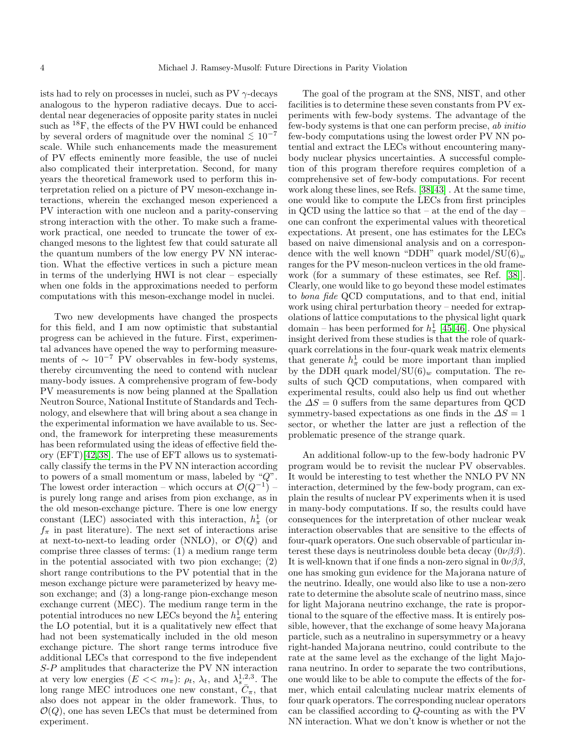ists had to rely on processes in nuclei, such as PV $\gamma$-decays analogous to the hyperon radiative decays. Due to accidental near degeneracies of opposite parity states in nuclei such as $^{18}$F, the effects of the PV HWI could be enhanced by several orders of magnitude over the nominal $\lesssim 10^{-7}$ scale. While such enhancements made the measurement of PV effects eminently more feasible, the use of nuclei also complicated their interpretation. Second, for many years the theoretical framework used to perform this interpretation relied on a picture of PV meson-exchange interactions, wherein the exchanged meson experienced a PV interaction with one nucleon and a parity-conserving strong interaction with the other. To make such a framework practical, one needed to truncate the tower of exchanged mesons to the lightest few that could saturate all the quantum numbers of the low energy PV NN interaction. What the effective vertices in such a picture mean in terms of the underlying HWI is not clear – especially when one folds in the approximations needed to perform computations with this meson-exchange model in nuclei.

Two new developments have changed the prospects for this field, and I am now optimistic that substantial progress can be achieved in the future. First, experimental advances have opened the way to performing measurements of $\sim 10^{-7}$ PV observables in few-body systems, thereby circumventing the need to contend with nuclear many-body issues. A comprehensive program of few-body PV measurements is now being planned at the Spallation Neutron Source, National Institute of Standards and Technology, and elsewhere that will bring about a sea change in the experimental information we have available to us. Second, the framework for interpreting these measurements has been reformulated using the ideas of effective field theory (EFT)[42,38]. The use of EFT allows us to systematically classify the terms in the PV NN interaction according to powers of a small momentum or mass, labeled by "$Q$". The lowest order interaction – which occurs at $\mathcal{O}(Q^{-1})$ – is purely long range and arises from pion exchange, as in the old meson-exchange picture. There is one low energy constant (LEC) associated with this interaction, $h_\pi^1$ (or $f_\pi$ in past literature). The next set of interactions arise at next-to-next-to leading order (NNLO), or $\mathcal{O}(Q)$ and comprise three classes of terms: (1) a medium range term in the potential associated with two pion exchange; (2) short range contributions to the PV potential that in the meson exchange picture were parameterized by heavy meson exchange; and (3) a long-range pion-exchange meson exchange current (MEC). The medium range term in the potential introduces no new LECs beyond the $h_\pi^1$ entering the LO potential, but it is a qualitatively new effect that had not been systematically included in the old meson exchange picture. The short range terms introduce five additional LECs that correspond to the five independent $S$-$P$ amplitudes that characterize the PV NN interaction at very low energies ($E << m_\pi$): $\rho_t$, $\lambda_t$, and $\lambda_s^{1,2,3}$. The long range MEC introduces one new constant, $\bar{C}_\pi$, that also does not appear in the older framework. Thus, to $\mathcal{O}(Q)$, one has seven LECs that must be determined from experiment.

The goal of the program at the SNS, NIST, and other facilities is to determine these seven constants from PV experiments with few-body systems. The advantage of the few-body systems is that one can perform precise, *ab initio* few-body computations using the lowest order PV NN potential and extract the LECs without encountering many-body nuclear physics uncertainties. A successful completion of this program therefore requires completion of a comprehensive set of few-body computations. For recent work along these lines, see Refs. [38,43] . At the same time, one would like to compute the LECs from first principles in QCD using the lattice so that – at the end of the day – one can confront the experimental values with theoretical expectations. At present, one has estimates for the LECs based on naive dimensional analysis and on a correspondence with the well known "DDH" quark model/SU(6)$_w$ ranges for the PV meson-nucleon vertices in the old framework (for a summary of these estimates, see Ref. [38]). Clearly, one would like to go beyond these model estimates to *bona fide* QCD computations, and to that end, initial work using chiral perturbation theory – needed for extrapolations of lattice computations to the physical light quark domain – has been performed for $h_\pi^1$ [45,46]. One physical insight derived from these studies is that the role of quark-quark correlations in the four-quark weak matrix elements that generate $h_\pi^1$ could be more important than implied by the DDH quark model/SU(6)$_w$ computation. The results of such QCD computations, when compared with experimental results, could also help us find out whether the $\Delta S = 0$ suffers from the same departures from QCD symmetry-based expectations as one finds in the $\Delta S = 1$ sector, or whether the latter are just a reflection of the problematic presence of the strange quark.

An additional follow-up to the few-body hadronic PV program would be to revisit the nuclear PV observables. It would be interesting to test whether the NNLO PV NN interaction, determined by the few-body program, can explain the results of nuclear PV experiments when it is used in many-body computations. If so, the results could have consequences for the interpretation of other nuclear weak interaction observables that are sensitive to the effects of four-quark operators. One such observable of particular interest these days is neutrinoless double beta decay ($0\nu\beta\beta$). It is well-known that if one finds a non-zero signal in $0\nu\beta\beta$, one has smoking gun evidence for the Majorana nature of the neutrino. Ideally, one would also like to use a non-zero rate to determine the absolute scale of neutrino mass, since for light Majorana neutrino exchange, the rate is proportional to the square of the effective mass. It is entirely possible, however, that the exchange of some heavy Majorana particle, such as a neutralino in supersymmetry or a heavy right-handed Majorana neutrino, could contribute to the rate at the same level as the exchange of the light Majorana neutrino. In order to separate the two contributions, one would like to be able to compute the effects of the former, which entail calculating nuclear matrix elements of four quark operators. The corresponding nuclear operators can be classified according to $Q$-counting as with the PV NN interaction. What we don't know is whether or not the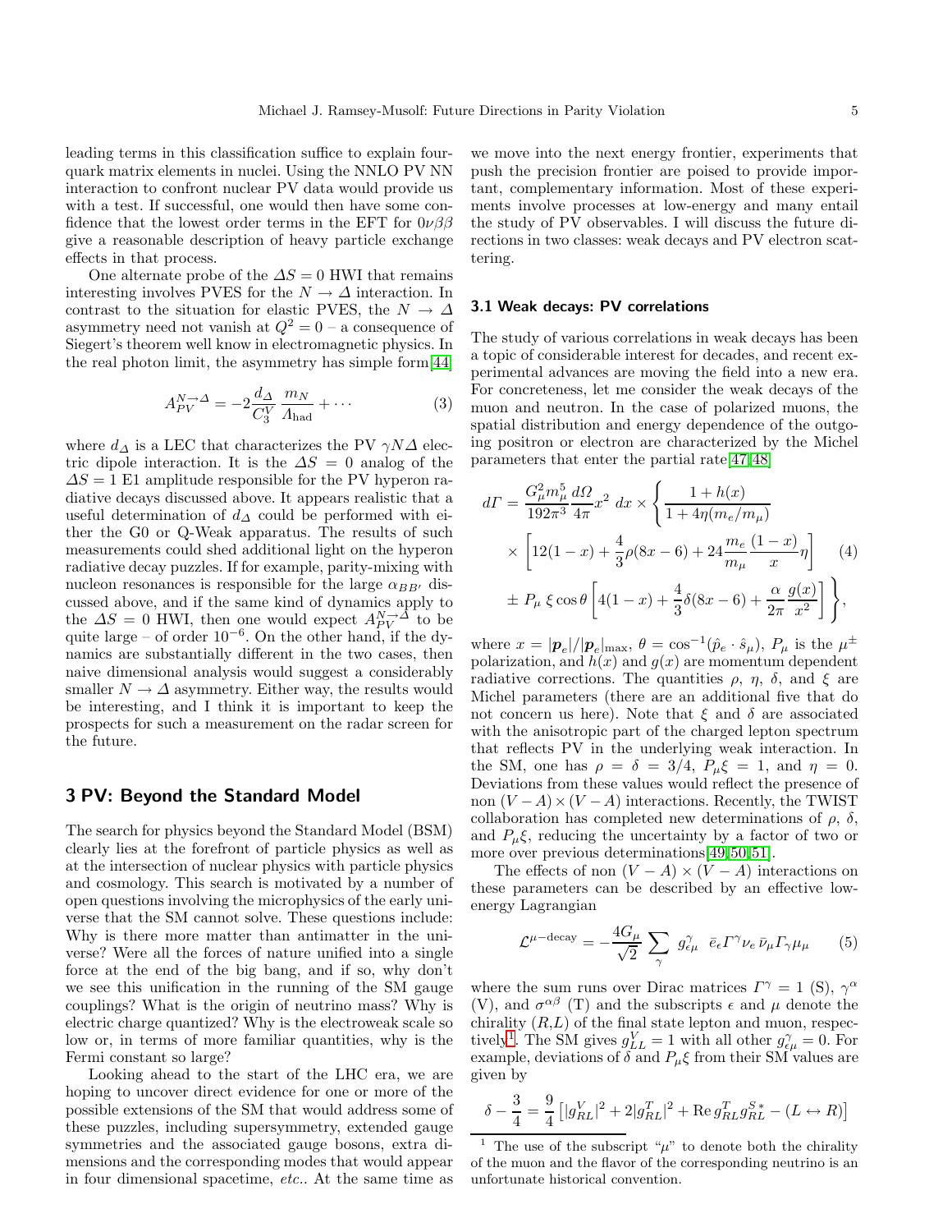leading terms in this classification suffice to explain four-quark matrix elements in nuclei. Using the NNLO PV NN interaction to confront nuclear PV data would provide us with a test. If successful, one would then have some confidence that the lowest order terms in the EFT for $0\nu\beta\beta$ give a reasonable description of heavy particle exchange effects in that process.

One alternate probe of the $\Delta S=0$ HWI that remains interesting involves PVES for the $N\to\Delta$ interaction. In contrast to the situation for elastic PVES, the $N\to\Delta$ asymmetry need not vanish at $Q^2=0$ – a consequence of Siegert's theorem well know in electromagnetic physics. In the real photon limit, the asymmetry has simple form[44]

$$A_{PV}^{N\to\Delta} = -2\frac{d_\Delta}{C_3^V}\,\frac{m_N}{\Lambda_{\rm had}} + \cdots \tag{3}$$

where $d_\Delta$ is a LEC that characterizes the PV $\gamma N\Delta$ electric dipole interaction. It is the $\Delta S=0$ analog of the $\Delta S=1$ E1 amplitude responsible for the PV hyperon radiative decays discussed above. It appears realistic that a useful determination of $d_\Delta$ could be performed with either the G0 or Q-Weak apparatus. The results of such measurements could shed additional light on the hyperon radiative decay puzzles. If for example, parity-mixing with nucleon resonances is responsible for the large $\alpha_{BB'}$ discussed above, and if the same kind of dynamics apply to the $\Delta S=0$ HWI, then one would expect $A_{PV}^{N\to\Delta}$ to be quite large – of order $10^{-6}$. On the other hand, if the dynamics are substantially different in the two cases, then naive dimensional analysis would suggest a considerably smaller $N\to\Delta$ asymmetry. Either way, the results would be interesting, and I think it is important to keep the prospects for such a measurement on the radar screen for the future.

## 3 PV: Beyond the Standard Model

The search for physics beyond the Standard Model (BSM) clearly lies at the forefront of particle physics as well as at the intersection of nuclear physics with particle physics and cosmology. This search is motivated by a number of open questions involving the microphysics of the early universe that the SM cannot solve. These questions include: Why is there more matter than antimatter in the universe? Were all the forces of nature unified into a single force at the end of the big bang, and if so, why don't we see this unification in the running of the SM gauge couplings? What is the origin of neutrino mass? Why is electric charge quantized? Why is the electroweak scale so low or, in terms of more familiar quantities, why is the Fermi constant so large?

Looking ahead to the start of the LHC era, we are hoping to uncover direct evidence for one or more of the possible extensions of the SM that would address some of these puzzles, including supersymmetry, extended gauge symmetries and the associated gauge bosons, extra dimensions and the corresponding modes that would appear in four dimensional spacetime, *etc.*. At the same time as we move into the next energy frontier, experiments that push the precision frontier are poised to provide important, complementary information. Most of these experiments involve processes at low-energy and many entail the study of PV observables. I will discuss the future directions in two classes: weak decays and PV electron scattering.

### 3.1 Weak decays: PV correlations

The study of various correlations in weak decays has been a topic of considerable interest for decades, and recent experimental advances are moving the field into a new era. For concreteness, let me consider the weak decays of the muon and neutron. In the case of polarized muons, the spatial distribution and energy dependence of the outgoing positron or electron are characterized by the Michel parameters that enter the partial rate[47,48]

$$\begin{aligned} d\Gamma = \frac{G_\mu^2 m_\mu^5}{192\pi^3}\frac{d\Omega}{4\pi}x^2\ dx \times \Biggl\{ &\frac{1+h(x)}{1+4\eta(m_e/m_\mu)} \\ \times \biggl[12(1-x) &+ \frac{4}{3}\rho(8x-6) + 24\frac{m_e}{m_\mu}\frac{(1-x)}{x}\eta\biggr] \\ \pm\, P_\mu\,\xi\cos\theta\biggl[4(1-x) &+ \frac{4}{3}\delta(8x-6) + \frac{\alpha}{2\pi}\frac{g(x)}{x^2}\biggr]\Biggr\}, \end{aligned} \tag{4}$$

where $x=|\boldsymbol{p}_e|/|\boldsymbol{p}_e|_{\rm max}$, $\theta=\cos^{-1}(\hat{p}_e\cdot\hat{s}_\mu)$, $P_\mu$ is the $\mu^\pm$ polarization, and $h(x)$ and $g(x)$ are momentum dependent radiative corrections. The quantities $\rho$, $\eta$, $\delta$, and $\xi$ are Michel parameters (there are an additional five that do not concern us here). Note that $\xi$ and $\delta$ are associated with the anisotropic part of the charged lepton spectrum that reflects PV in the underlying weak interaction. In the SM, one has $\rho=\delta=3/4$, $P_\mu\xi=1$, and $\eta=0$. Deviations from these values would reflect the presence of non $(V-A)\times(V-A)$ interactions. Recently, the TWIST collaboration has completed new determinations of $\rho$, $\delta$, and $P_\mu\xi$, reducing the uncertainty by a factor of two or more over previous determinations[49,50,51].

The effects of non $(V-A)\times(V-A)$ interactions on these parameters can be described by an effective low-energy Lagrangian

$$\mathcal{L}^{\mu-\rm decay} = -\frac{4G_\mu}{\sqrt{2}}\sum_\gamma\ g^\gamma_{\epsilon\mu}\ \ \bar{e}_\epsilon\Gamma^\gamma\nu_e\,\bar{\nu}_\mu\Gamma_\gamma\mu_\mu \tag{5}$$

where the sum runs over Dirac matrices $\Gamma^\gamma=1$ (S), $\gamma^\alpha$ (V), and $\sigma^{\alpha\beta}$ (T) and the subscripts $\epsilon$ and $\mu$ denote the chirality $(R,L)$ of the final state lepton and muon, respectively[1]. The SM gives $g^V_{LL}=1$ with all other $g^\gamma_{\epsilon\mu}=0$. For example, deviations of $\delta$ and $P_\mu\xi$ from their SM values are given by

$$\delta-\frac{3}{4} = \frac{9}{4}\left[|g^V_{RL}|^2 + 2|g^T_{RL}|^2 + {\rm Re}\, g^T_{RL}g^{S\,*}_{RL} - (L\leftrightarrow R)\right]$$

[1] The use of the subscript "$\mu$" to denote both the chirality of the muon and the flavor of the corresponding neutrino is an unfortunate historical convention.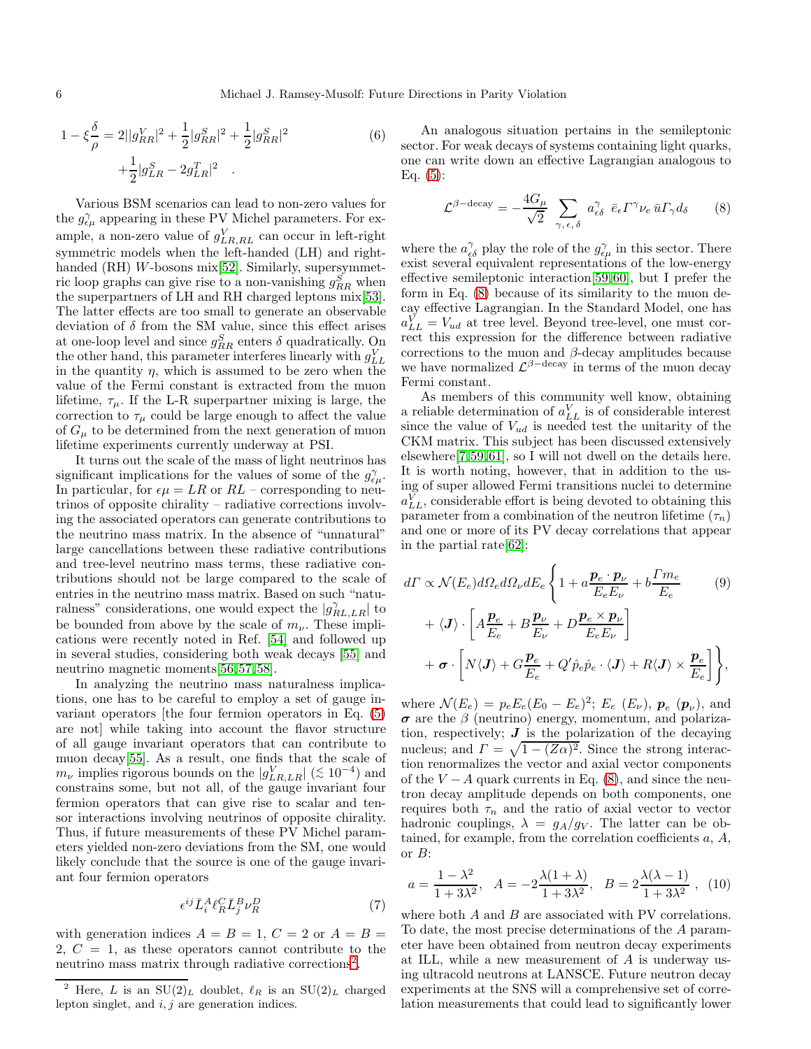$$1-\xi\frac{\delta}{\rho}=2||g^V_{RR}|^2+\frac{1}{2}|g^S_{RR}|^2+\frac{1}{2}|g^S_{RR}|^2 \tag{6}$$
$$+\frac{1}{2}|g^S_{LR}-2g^T_{LR}|^2 \quad .$$

Various BSM scenarios can lead to non-zero values for the $g^\gamma_{\epsilon\mu}$ appearing in these PV Michel parameters. For example, a non-zero value of $g^V_{LR,RL}$ can occur in left-right symmetric models when the left-handed (LH) and right-handed (RH) $W$-bosons mix[52]. Similarly, supersymmetric loop graphs can give rise to a non-vanishing $g^S_{RR}$ when the superpartners of LH and RH charged leptons mix[53]. The latter effects are too small to generate an observable deviation of $\delta$ from the SM value, since this effect arises at one-loop level and since $g^S_{RR}$ enters $\delta$ quadratically. On the other hand, this parameter interferes linearly with $g^V_{LL}$ in the quantity $\eta$, which is assumed to be zero when the value of the Fermi constant is extracted from the muon lifetime, $\tau_\mu$. If the L-R superpartner mixing is large, the correction to $\tau_\mu$ could be large enough to affect the value of $G_\mu$ to be determined from the next generation of muon lifetime experiments currently underway at PSI.

It turns out the scale of the mass of light neutrinos has significant implications for the values of some of the $g^\gamma_{\epsilon\mu}$. In particular, for $\epsilon\mu = LR$ or $RL$ – corresponding to neutrinos of opposite chirality – radiative corrections involving the associated operators can generate contributions to the neutrino mass matrix. In the absence of "unnatural" large cancellations between these radiative contributions and tree-level neutrino mass terms, these radiative contributions should not be large compared to the scale of entries in the neutrino mass matrix. Based on such "naturalness" considerations, one would expect the $|g^\gamma_{RL,LR}|$ to be bounded from above by the scale of $m_\nu$. These implications were recently noted in Ref. [54] and followed up in several studies, considering both weak decays [55] and neutrino magnetic moments[56,57,58].

In analyzing the neutrino mass naturalness implications, one has to be careful to employ a set of gauge invariant operators [the four fermion operators in Eq. (5) are not] while taking into account the flavor structure of all gauge invariant operators that can contribute to muon decay[55]. As a result, one finds that the scale of $m_\nu$ implies rigorous bounds on the $|g^V_{LR,LR}|$ ($\lesssim 10^{-4}$) and constrains some, but not all, of the gauge invariant four fermion operators that can give rise to scalar and tensor interactions involving neutrinos of opposite chirality. Thus, if future measurements of these PV Michel parameters yielded non-zero deviations from the SM, one would likely conclude that the source is one of the gauge invariant four fermion operators

$$\epsilon^{ij}\bar{L}^A_i\ell^C_R\bar{L}^B_j\nu^D_R \tag{7}$$

with generation indices $A=B=1$, $C=2$ or $A=B=2$, $C=1$, as these operators cannot contribute to the neutrino mass matrix through radiative corrections[2].

An analogous situation pertains in the semileptonic sector. For weak decays of systems containing light quarks, one can write down an effective Lagrangian analogous to Eq. (5):

$$\mathcal{L}^{\beta-\mathrm{decay}}=-\frac{4G_\mu}{\sqrt{2}}\sum_{\gamma,\,\epsilon,\,\delta}a^\gamma_{\epsilon\delta}\;\bar{e}_\epsilon\Gamma^\gamma\nu_e\,\bar{u}\Gamma_\gamma d_\delta \tag{8}$$

where the $a^\gamma_{\epsilon\delta}$ play the role of the $g^\gamma_{\epsilon\mu}$ in this sector. There exist several equivalent representations of the low-energy effective semileptonic interaction[59,60], but I prefer the form in Eq. (8) because of its similarity to the muon decay effective Lagrangian. In the Standard Model, one has $a^V_{LL}=V_{ud}$ at tree level. Beyond tree-level, one must correct this expression for the difference between radiative corrections to the muon and $\beta$-decay amplitudes because we have normalized $\mathcal{L}^{\beta-\mathrm{decay}}$ in terms of the muon decay Fermi constant.

As members of this community well know, obtaining a reliable determination of $a^V_{LL}$ is of considerable interest since the value of $V_{ud}$ is needed test the unitarity of the CKM matrix. This subject has been discussed extensively elsewhere[7,59,61], so I will not dwell on the details here. It is worth noting, however, that in addition to the using of super allowed Fermi transitions nuclei to determine $a^V_{LL}$, considerable effort is being devoted to obtaining this parameter from a combination of the neutron lifetime ($\tau_n$) and one or more of its PV decay correlations that appear in the partial rate[62]:

$$d\Gamma\propto\mathcal{N}(E_e)d\Omega_e d\Omega_\nu dE_e\Bigg\{1+a\frac{\boldsymbol{p}_e\cdot\boldsymbol{p}_\nu}{E_eE_\nu}+b\frac{\Gamma m_e}{E_e} \tag{9}$$
$$+\langle\boldsymbol{J}\rangle\cdot\left[A\frac{\boldsymbol{p}_e}{E_e}+B\frac{\boldsymbol{p}_\nu}{E_\nu}+D\frac{\boldsymbol{p}_e\times\boldsymbol{p}_\nu}{E_eE_\nu}\right]$$
$$+\boldsymbol{\sigma}\cdot\left[N\langle\boldsymbol{J}\rangle+G\frac{\boldsymbol{p}_e}{E_e}+Q'\hat{p}_e\hat{p}_e\cdot\langle\boldsymbol{J}\rangle+R\langle\boldsymbol{J}\rangle\times\frac{\boldsymbol{p}_e}{E_e}\right]\Bigg\},$$

where $\mathcal{N}(E_e)=p_eE_e(E_0-E_e)^2$; $E_e$ ($E_\nu$), $\boldsymbol{p}_e$ ($\boldsymbol{p}_\nu$), and $\boldsymbol{\sigma}$ are the $\beta$ (neutrino) energy, momentum, and polarization, respectively; $\boldsymbol{J}$ is the polarization of the decaying nucleus; and $\Gamma=\sqrt{1-(Z\alpha)^2}$. Since the strong interaction renormalizes the vector and axial vector components of the $V-A$ quark currents in Eq. (8), and since the neutron decay amplitude depends on both components, one requires both $\tau_n$ and the ratio of axial vector to vector hadronic couplings, $\lambda=g_A/g_V$. The latter can be obtained, for example, from the correlation coefficients $a$, $A$, or $B$:

$$a=\frac{1-\lambda^2}{1+3\lambda^2},\quad A=-2\frac{\lambda(1+\lambda)}{1+3\lambda^2},\quad B=2\frac{\lambda(\lambda-1)}{1+3\lambda^2}\ , \tag{10}$$

where both $A$ and $B$ are associated with PV correlations. To date, the most precise determinations of the $A$ parameter have been obtained from neutron decay experiments at ILL, while a new measurement of $A$ is underway using ultracold neutrons at LANSCE. Future neutron decay experiments at the SNS will a comprehensive set of correlation measurements that could lead to significantly lower

[2] Here, $L$ is an $\mathrm{SU(2)}_L$ doublet, $\ell_R$ is an $\mathrm{SU(2)}_L$ charged lepton singlet, and $i,j$ are generation indices.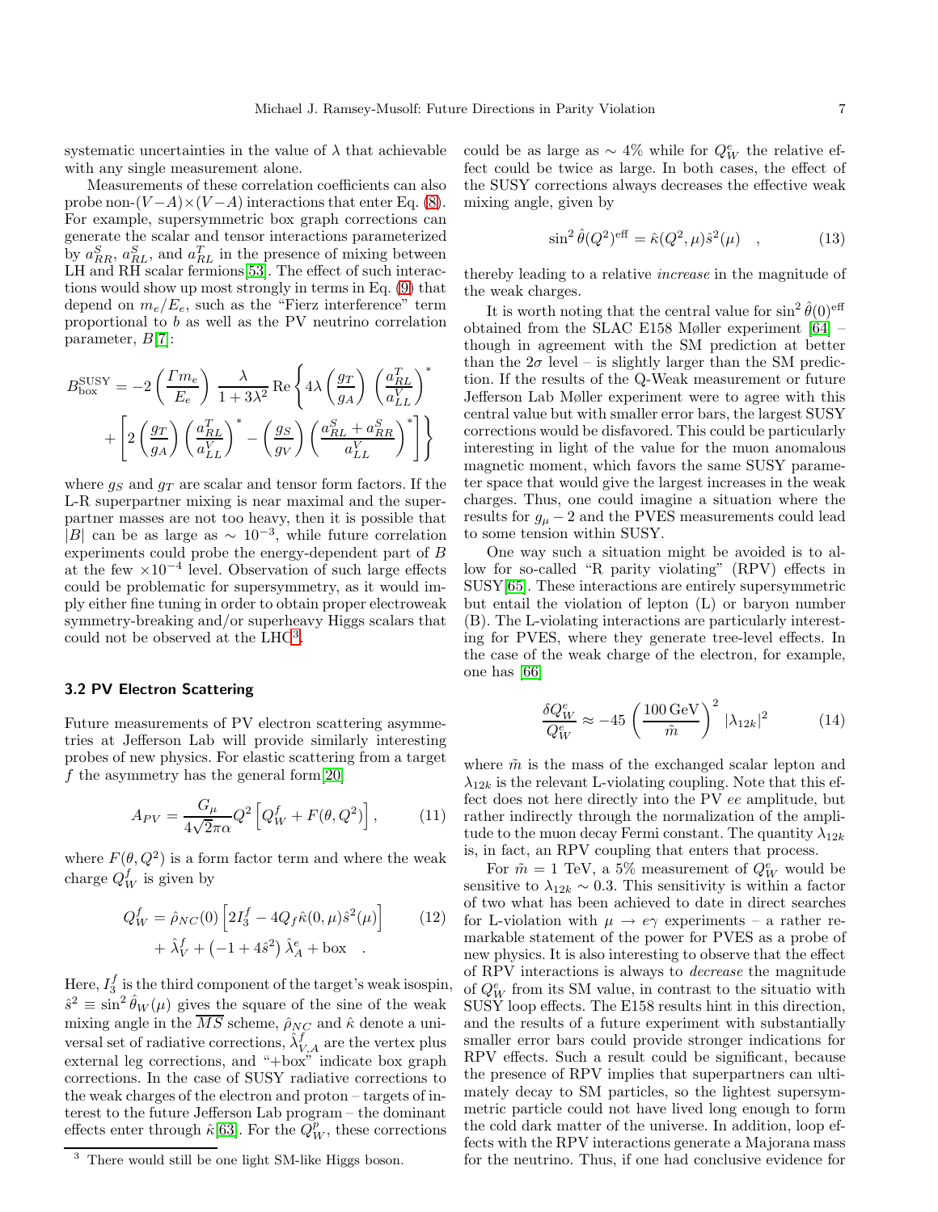systematic uncertainties in the value of $\lambda$ that achievable with any single measurement alone.

Measurements of these correlation coefficients can also probe non-$(V-A)\times(V-A)$ interactions that enter Eq. (8). For example, supersymmetric box graph corrections can generate the scalar and tensor interactions parameterized by $a^S_{RR}$, $a^S_{RL}$, and $a^T_{RL}$ in the presence of mixing between LH and RH scalar fermions[53]. The effect of such interactions would show up most strongly in terms in Eq. (9) that depend on $m_e/E_e$, such as the "Fierz interference" term proportional to $b$ as well as the PV neutrino correlation parameter, $B$[7]:

$$B^{\rm SUSY}_{\rm box} = -2\left(\frac{\Gamma m_e}{E_e}\right)\frac{\lambda}{1+3\lambda^2}\,{\rm Re}\left\{4\lambda\left(\frac{g_T}{g_A}\right)\left(\frac{a^T_{RL}}{a^V_{LL}}\right)^* + \left[2\left(\frac{g_T}{g_A}\right)\left(\frac{a^T_{RL}}{a^V_{LL}}\right)^* - \left(\frac{g_S}{g_V}\right)\left(\frac{a^S_{RL}+a^S_{RR}}{a^V_{LL}}\right)^*\right]\right\}$$

where $g_S$ and $g_T$ are scalar and tensor form factors. If the L-R superpartner mixing is near maximal and the superpartner masses are not too heavy, then it is possible that $|B|$ can be as large as $\sim 10^{-3}$, while future correlation experiments could probe the energy-dependent part of $B$ at the few $\times 10^{-4}$ level. Observation of such large effects could be problematic for supersymmetry, as it would imply either fine tuning in order to obtain proper electroweak symmetry-breaking and/or superheavy Higgs scalars that could not be observed at the LHC[3].

### 3.2 PV Electron Scattering

Future measurements of PV electron scattering asymmetries at Jefferson Lab will provide similarly interesting probes of new physics. For elastic scattering from a target $f$ the asymmetry has the general form[20]

$$A_{PV} = \frac{G_\mu}{4\sqrt{2}\pi\alpha}Q^2\left[Q^f_W + F(\theta, Q^2)\right], \tag{11}$$

where $F(\theta,Q^2)$ is a form factor term and where the weak charge $Q^f_W$ is given by

$$\begin{aligned} Q^f_W = {} & \hat\rho_{NC}(0)\left[2I^f_3 - 4Q_f\hat\kappa(0,\mu)\hat s^2(\mu)\right] \\ & + \hat\lambda^f_V + \left(-1+4\hat s^2\right)\hat\lambda^e_A + \text{box} \quad . \end{aligned} \tag{12}$$

Here, $I^f_3$ is the third component of the target's weak isospin, $\hat s^2 \equiv \sin^2\hat\theta_W(\mu)$ gives the square of the sine of the weak mixing angle in the $\overline{MS}$ scheme, $\hat\rho_{NC}$ and $\hat\kappa$ denote a universal set of radiative corrections, $\hat\lambda^f_{V,A}$ are the vertex plus external leg corrections, and "+box" indicate box graph corrections. In the case of SUSY radiative corrections to the weak charges of the electron and proton – targets of interest to the future Jefferson Lab program – the dominant effects enter through $\hat\kappa$[63]. For the $Q^p_W$, these corrections could be as large as $\sim 4\%$ while for $Q^e_W$ the relative effect could be twice as large. In both cases, the effect of the SUSY corrections always decreases the effective weak mixing angle, given by

$$\sin^2\hat\theta(Q^2)^{\rm eff} = \hat\kappa(Q^2,\mu)\hat s^2(\mu) \quad , \tag{13}$$

thereby leading to a relative *increase* in the magnitude of the weak charges.

It is worth noting that the central value for $\sin^2\hat\theta(0)^{\rm eff}$ obtained from the SLAC E158 Møller experiment [64] – though in agreement with the SM prediction at better than the $2\sigma$ level – is slightly larger than the SM prediction. If the results of the Q-Weak measurement or future Jefferson Lab Møller experiment were to agree with this central value but with smaller error bars, the largest SUSY corrections would be disfavored. This could be particularly interesting in light of the value for the muon anomalous magnetic moment, which favors the same SUSY parameter space that would give the largest increases in the weak charges. Thus, one could imagine a situation where the results for $g_\mu - 2$ and the PVES measurements could lead to some tension within SUSY.

One way such a situation might be avoided is to allow for so-called "R parity violating" (RPV) effects in SUSY[65]. These interactions are entirely supersymmetric but entail the violation of lepton (L) or baryon number (B). The L-violating interactions are particularly interesting for PVES, where they generate tree-level effects. In the case of the weak charge of the electron, for example, one has [66]

$$\frac{\delta Q^e_W}{Q^e_W} \approx -45\left(\frac{100\,\text{GeV}}{\tilde m}\right)^2 |\lambda_{12k}|^2 \tag{14}$$

where $\tilde m$ is the mass of the exchanged scalar lepton and $\lambda_{12k}$ is the relevant L-violating coupling. Note that this effect does not here directly into the PV $ee$ amplitude, but rather indirectly through the normalization of the amplitude to the muon decay Fermi constant. The quantity $\lambda_{12k}$ is, in fact, an RPV coupling that enters that process.

For $\tilde m = 1$ TeV, a 5% measurement of $Q^e_W$ would be sensitive to $\lambda_{12k} \sim 0.3$. This sensitivity is within a factor of two what has been achieved to date in direct searches for L-violation with $\mu \to e\gamma$ experiments – a rather remarkable statement of the power for PVES as a probe of new physics. It is also interesting to observe that the effect of RPV interactions is always to *decrease* the magnitude of $Q^e_W$ from its SM value, in contrast to the situatio with SUSY loop effects. The E158 results hint in this direction, and the results of a future experiment with substantially smaller error bars could provide stronger indications for RPV effects. Such a result could be significant, because the presence of RPV implies that superpartners can ultimately decay to SM particles, so the lightest supersymmetric particle could not have lived long enough to form the cold dark matter of the universe. In addition, loop effects with the RPV interactions generate a Majorana mass for the neutrino. Thus, if one had conclusive evidence for

[3] There would still be one light SM-like Higgs boson.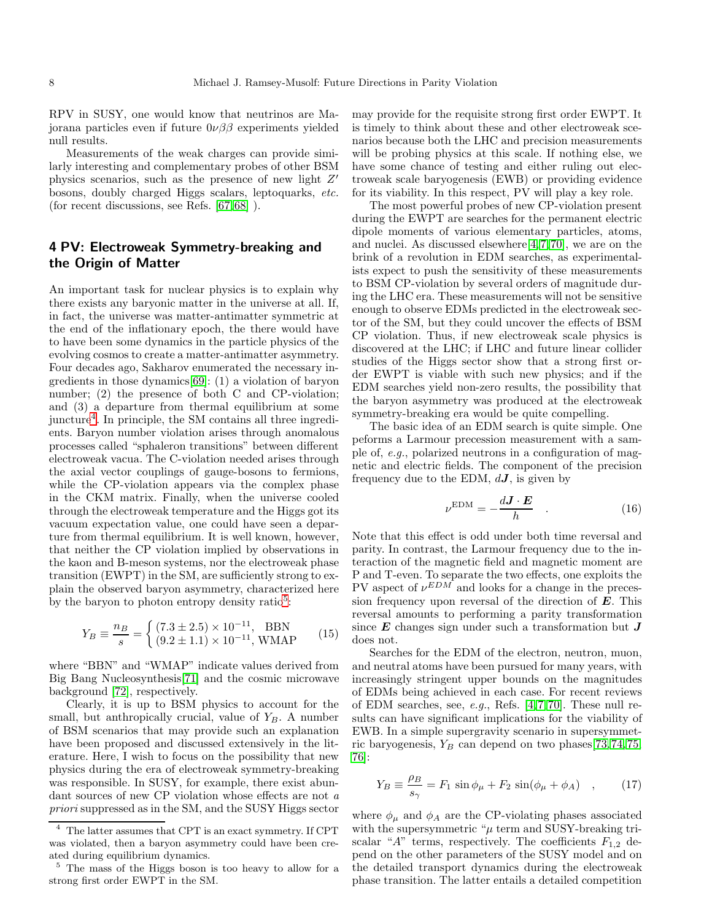RPV in SUSY, one would know that neutrinos are Majorana particles even if future $0\nu\beta\beta$ experiments yielded null results.

Measurements of the weak charges can provide similarly interesting and complementary probes of other BSM physics scenarios, such as the presence of new light $Z'$ bosons, doubly charged Higgs scalars, leptoquarks, *etc.* (for recent discussions, see Refs. [67,68] ).

## 4 PV: Electroweak Symmetry-breaking and the Origin of Matter

An important task for nuclear physics is to explain why there exists any baryonic matter in the universe at all. If, in fact, the universe was matter-antimatter symmetric at the end of the inflationary epoch, the there would have to have been some dynamics in the particle physics of the evolving cosmos to create a matter-antimatter asymmetry. Four decades ago, Sakharov enumerated the necessary ingredients in those dynamics[69]: (1) a violation of baryon number; (2) the presence of both C and CP-violation; and (3) a departure from thermal equilibrium at some juncture[4]. In principle, the SM contains all three ingredients. Baryon number violation arises through anomalous processes called "sphaleron transitions" between different electroweak vacua. The C-violation needed arises through the axial vector couplings of gauge-bosons to fermions, while the CP-violation appears via the complex phase in the CKM matrix. Finally, when the universe cooled through the electroweak temperature and the Higgs got its vacuum expectation value, one could have seen a departure from thermal equilibrium. It is well known, however, that neither the CP violation implied by observations in the kaon and B-meson systems, nor the electroweak phase transition (EWPT) in the SM, are sufficiently strong to explain the observed baryon asymmetry, characterized here by the baryon to photon entropy density ratio[5]:

$$Y_B \equiv \frac{n_B}{s} = \begin{cases} (7.3 \pm 2.5) \times 10^{-11}, & \text{BBN} \\ (9.2 \pm 1.1) \times 10^{-11}, & \text{WMAP} \end{cases} \qquad (15)$$

where "BBN" and "WMAP" indicate values derived from Big Bang Nucleosynthesis[71] and the cosmic microwave background [72], respectively.

Clearly, it is up to BSM physics to account for the small, but anthropically crucial, value of $Y_B$. A number of BSM scenarios that may provide such an explanation have been proposed and discussed extensively in the literature. Here, I wish to focus on the possibility that new physics during the era of electroweak symmetry-breaking was responsible. In SUSY, for example, there exist abundant sources of new CP violation whose effects are not *a priori* suppressed as in the SM, and the SUSY Higgs sector may provide for the requisite strong first order EWPT. It is timely to think about these and other electroweak scenarios because both the LHC and precision measurements will be probing physics at this scale. If nothing else, we have some chance of testing and either ruling out electroweak scale baryogenesis (EWB) or providing evidence for its viability. In this respect, PV will play a key role.

The most powerful probes of new CP-violation present during the EWPT are searches for the permanent electric dipole moments of various elementary particles, atoms, and nuclei. As discussed elsewhere[4,7,70], we are on the brink of a revolution in EDM searches, as experimentalists expect to push the sensitivity of these measurements to BSM CP-violation by several orders of magnitude during the LHC era. These measurements will not be sensitive enough to observe EDMs predicted in the electroweak sector of the SM, but they could uncover the effects of BSM CP violation. Thus, if new electroweak scale physics is discovered at the LHC; if LHC and future linear collider studies of the Higgs sector show that a strong first order EWPT is viable with such new physics; and if the EDM searches yield non-zero results, the possibility that the baryon asymmetry was produced at the electroweak symmetry-breaking era would be quite compelling.

The basic idea of an EDM search is quite simple. One peforms a Larmour precession measurement with a sample of, *e.g.*, polarized neutrons in a configuration of magnetic and electric fields. The component of the precision frequency due to the EDM, $d\boldsymbol{J}$, is given by

$$\nu^{\rm EDM} = -\frac{d\boldsymbol{J}\cdot\boldsymbol{E}}{h} \quad . \qquad (16)$$

Note that this effect is odd under both time reversal and parity. In contrast, the Larmour frequency due to the interaction of the magnetic field and magnetic moment are P and T-even. To separate the two effects, one exploits the PV aspect of $\nu^{EDM}$ and looks for a change in the precession frequency upon reversal of the direction of $\boldsymbol{E}$. This reversal amounts to performing a parity transformation since $\boldsymbol{E}$ changes sign under such a transformation but $\boldsymbol{J}$ does not.

Searches for the EDM of the electron, neutron, muon, and neutral atoms have been pursued for many years, with increasingly stringent upper bounds on the magnitudes of EDMs being achieved in each case. For recent reviews of EDM searches, see, *e.g.*, Refs. [4,7,70]. These null results can have significant implications for the viability of EWB. In a simple supergravity scenario in supersymmetric baryogenesis, $Y_B$ can depend on two phases[73,74,75,76]:

$$Y_B \equiv \frac{\rho_B}{s_\gamma} = F_1 \sin\phi_\mu + F_2 \sin(\phi_\mu + \phi_A) \quad , \qquad (17)$$

where $\phi_\mu$ and $\phi_A$ are the CP-violating phases associated with the supersymmetric "$\mu$ term and SUSY-breaking triscalar "$A$" terms, respectively. The coefficients $F_{1,2}$ depend on the other parameters of the SUSY model and on the detailed transport dynamics during the electroweak phase transition. The latter entails a detailed competition

[4] The latter assumes that CPT is an exact symmetry. If CPT was violated, then a baryon asymmetry could have been created during equilibrium dynamics.

[5] The mass of the Higgs boson is too heavy to allow for a strong first order EWPT in the SM.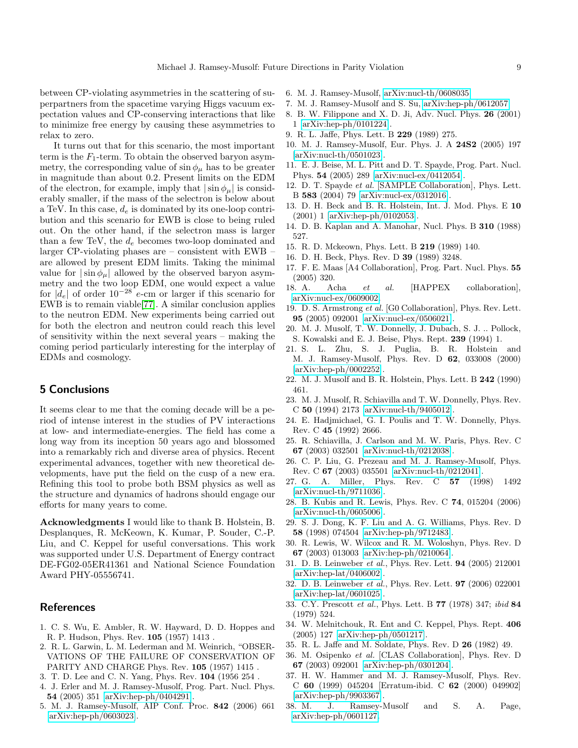between CP-violating asymmetries in the scattering of superpartners from the spacetime varying Higgs vacuum expectation values and CP-conserving interactions that like to minimize free energy by causing these asymmetries to relax to zero.

It turns out that for this scenario, the most important term is the $F_1$-term. To obtain the observed baryon asymmetry, the corresponding value of $\sin\phi_\mu$ has to be greater in magnitude than about 0.2. Present limits on the EDM of the electron, for example, imply that $|\sin\phi_\mu|$ is considerably smaller, if the mass of the selectron is below about a TeV. In this case, $d_e$ is dominated by its one-loop contribution and this scenario for EWB is close to being ruled out. On the other hand, if the selectron mass is larger than a few TeV, the $d_e$ becomes two-loop dominated and larger CP-violating phases are – consistent with EWB – are allowed by present EDM limits. Taking the minimal value for $|\sin\phi_\mu|$ allowed by the observed baryon asymmetry and the two loop EDM, one would expect a value for $|d_e|$ of order $10^{-28}$ $e$-cm or larger if this scenario for EWB is to remain viable[77]. A similar conclusion applies to the neutron EDM. New experiments being carried out for both the electron and neutron could reach this level of sensitivity within the next several years – making the coming period particularly interesting for the interplay of EDMs and cosmology.

## 5 Conclusions

It seems clear to me that the coming decade will be a period of intense interest in the studies of PV interactions at low- and intermediate-energies. The field has come a long way from its inception 50 years ago and blossomed into a remarkably rich and diverse area of physics. Recent experimental advances, together with new theoretical developments, have put the field on the cusp of a new era. Refining this tool to probe both BSM physics as well as the structure and dynamics of hadrons should engage our efforts for many years to come.

**Acknowledgments** I would like to thank B. Holstein, B. Desplanques, R. McKeown, K. Kumar, P. Souder, C.-P. Liu, and C. Keppel for useful conversations. This work was supported under U.S. Department of Energy contract DE-FG02-05ER41361 and National Science Foundation Award PHY-05556741.

## References

1. C. S. Wu, E. Ambler, R. W. Hayward, D. D. Hoppes and R. P. Hudson, Phys. Rev. **105** (1957) 1413 .
2. R. L. Garwin, L. M. Lederman and M. Weinrich, "OBSERVATIONS OF THE FAILURE OF CONSERVATION OF PARITY AND CHARGE Phys. Rev. **105** (1957) 1415 .
3. T. D. Lee and C. N. Yang, Phys. Rev. **104** (1956 254 .
4. J. Erler and M. J. Ramsey-Musolf, Prog. Part. Nucl. Phys. **54** (2005) 351 [arXiv:hep-ph/0404291].
5. M. J. Ramsey-Musolf, AIP Conf. Proc. **842** (2006) 661 [arXiv:hep-ph/0603023].
6. M. J. Ramsey-Musolf, arXiv:nucl-th/0608035.
7. M. J. Ramsey-Musolf and S. Su, arXiv:hep-ph/0612057.
8. B. W. Filippone and X. D. Ji, Adv. Nucl. Phys. **26** (2001) 1 [arXiv:hep-ph/0101224].
9. R. L. Jaffe, Phys. Lett. B **229** (1989) 275.
10. M. J. Ramsey-Musolf, Eur. Phys. J. A **24S2** (2005) 197 [arXiv:nucl-th/0501023].
11. E. J. Beise, M. L. Pitt and D. T. Spayde, Prog. Part. Nucl. Phys. **54** (2005) 289 [arXiv:nucl-ex/0412054].
12. D. T. Spayde *et al.* [SAMPLE Collaboration], Phys. Lett. B **583** (2004) 79 [arXiv:nucl-ex/0312016].
13. D. H. Beck and B. R. Holstein, Int. J. Mod. Phys. E **10** (2001) 1 [arXiv:hep-ph/0102053].
14. D. B. Kaplan and A. Manohar, Nucl. Phys. B **310** (1988) 527.
15. R. D. Mckeown, Phys. Lett. B **219** (1989) 140.
16. D. H. Beck, Phys. Rev. D **39** (1989) 3248.
17. F. E. Maas [A4 Collaboration], Prog. Part. Nucl. Phys. **55** (2005) 320.
18. A. Acha *et al.* [HAPPEX collaboration], arXiv:nucl-ex/0609002.
19. D. S. Armstrong *et al.* [G0 Collaboration], Phys. Rev. Lett. **95** (2005) 092001 [arXiv:nucl-ex/0506021].
20. M. J. Musolf, T. W. Donnelly, J. Dubach, S. J. .. Pollock, S. Kowalski and E. J. Beise, Phys. Rept. **239** (1994) 1.
21. S. L. Zhu, S. J. Puglia, B. R. Holstein and M. J. Ramsey-Musolf, Phys. Rev. D **62**, 033008 (2000) [arXiv:hep-ph/0002252].
22. M. J. Musolf and B. R. Holstein, Phys. Lett. B **242** (1990) 461.
23. M. J. Musolf, R. Schiavilla and T. W. Donnelly, Phys. Rev. C **50** (1994) 2173 [arXiv:nucl-th/9405012].
24. E. Hadjmichael, G. I. Poulis and T. W. Donnelly, Phys. Rev. C **45** (1992) 2666.
25. R. Schiavilla, J. Carlson and M. W. Paris, Phys. Rev. C **67** (2003) 032501 [arXiv:nucl-th/0212038].
26. C. P. Liu, G. Prezeau and M. J. Ramsey-Musolf, Phys. Rev. C **67** (2003) 035501 [arXiv:nucl-th/0212041].
27. G. A. Miller, Phys. Rev. C **57** (1998) 1492 [arXiv:nucl-th/9711036].
28. B. Kubis and R. Lewis, Phys. Rev. C **74**, 015204 (2006) [arXiv:nucl-th/0605006].
29. S. J. Dong, K. F. Liu and A. G. Williams, Phys. Rev. D **58** (1998) 074504 [arXiv:hep-ph/9712483].
30. R. Lewis, W. Wilcox and R. M. Woloshyn, Phys. Rev. D **67** (2003) 013003 [arXiv:hep-ph/0210064].
31. D. B. Leinweber *et al.*, Phys. Rev. Lett. **94** (2005) 212001 [arXiv:hep-lat/0406002].
32. D. B. Leinweber *et al.*, Phys. Rev. Lett. **97** (2006) 022001 [arXiv:hep-lat/0601025].
33. C.Y. Prescott *et al.*, Phys. Lett. B **77** (1978) 347; *ibid* **84** (1979) 524.
34. W. Melnitchouk, R. Ent and C. Keppel, Phys. Rept. **406** (2005) 127 [arXiv:hep-ph/0501217].
35. R. L. Jaffe and M. Soldate, Phys. Rev. D **26** (1982) 49.
36. M. Osipenko *et al.* [CLAS Collaboration], Phys. Rev. D **67** (2003) 092001 [arXiv:hep-ph/0301204].
37. H. W. Hammer and M. J. Ramsey-Musolf, Phys. Rev. C **60** (1999) 045204 [Erratum-ibid. C **62** (2000) 049902] [arXiv:hep-ph/9903367].
38. M. J. Ramsey-Musolf and S. A. Page, arXiv:hep-ph/0601127.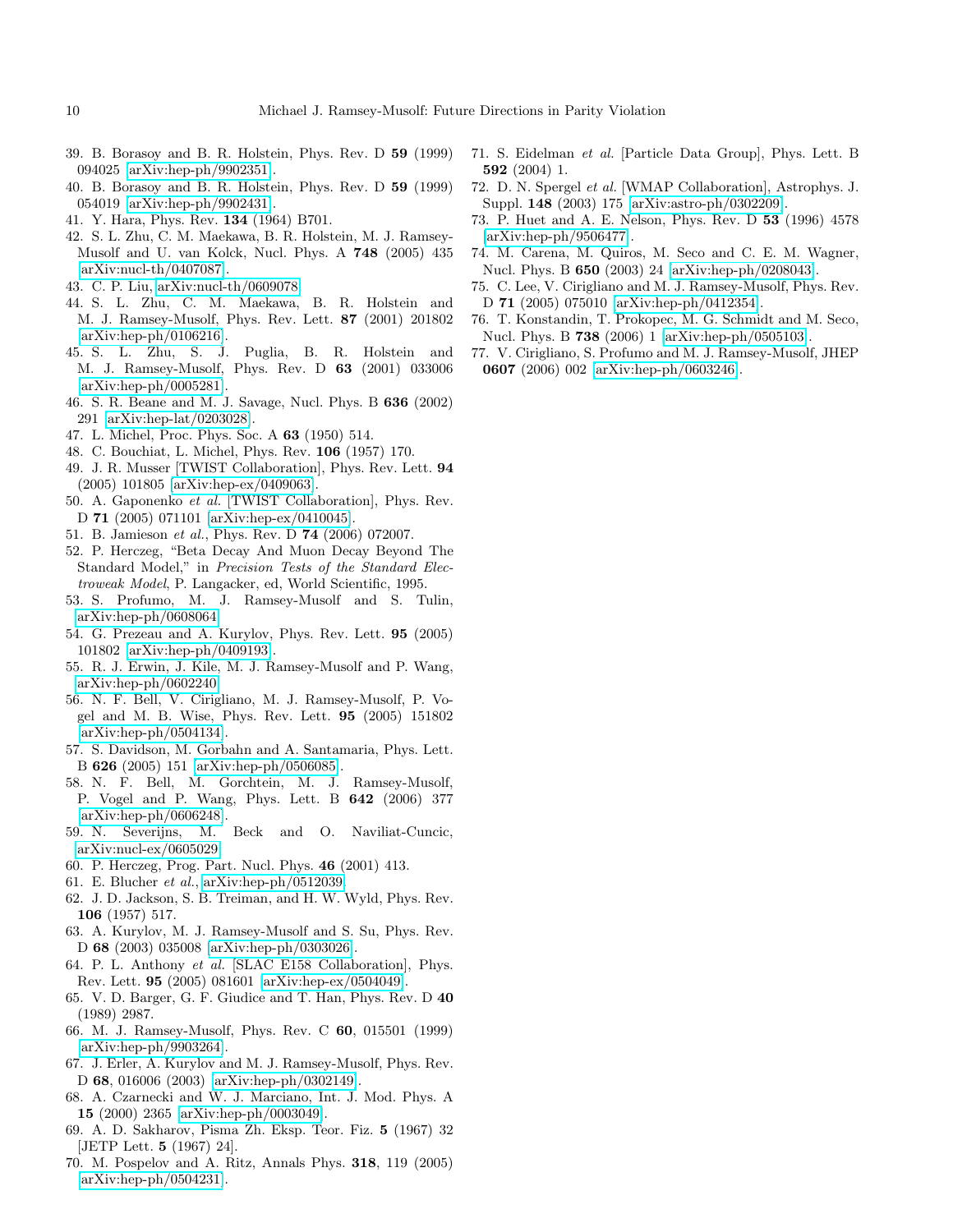39. B. Borasoy and B. R. Holstein, Phys. Rev. D **59** (1999) 094025 [arXiv:hep-ph/9902351].
40. B. Borasoy and B. R. Holstein, Phys. Rev. D **59** (1999) 054019 [arXiv:hep-ph/9902431].
41. Y. Hara, Phys. Rev. **134** (1964) B701.
42. S. L. Zhu, C. M. Maekawa, B. R. Holstein, M. J. Ramsey-Musolf and U. van Kolck, Nucl. Phys. A **748** (2005) 435 [arXiv:nucl-th/0407087].
43. C. P. Liu, arXiv:nucl-th/0609078.
44. S. L. Zhu, C. M. Maekawa, B. R. Holstein and M. J. Ramsey-Musolf, Phys. Rev. Lett. **87** (2001) 201802 [arXiv:hep-ph/0106216].
45. S. L. Zhu, S. J. Puglia, B. R. Holstein and M. J. Ramsey-Musolf, Phys. Rev. D **63** (2001) 033006 [arXiv:hep-ph/0005281].
46. S. R. Beane and M. J. Savage, Nucl. Phys. B **636** (2002) 291 [arXiv:hep-lat/0203028].
47. L. Michel, Proc. Phys. Soc. A **63** (1950) 514.
48. C. Bouchiat, L. Michel, Phys. Rev. **106** (1957) 170.
49. J. R. Musser [TWIST Collaboration], Phys. Rev. Lett. **94** (2005) 101805 [arXiv:hep-ex/0409063].
50. A. Gaponenko *et al.* [TWIST Collaboration], Phys. Rev. D **71** (2005) 071101 [arXiv:hep-ex/0410045].
51. B. Jamieson *et al.*, Phys. Rev. D **74** (2006) 072007.
52. P. Herczeg, "Beta Decay And Muon Decay Beyond The Standard Model," in *Precision Tests of the Standard Electroweak Model*, P. Langacker, ed, World Scientific, 1995.
53. S. Profumo, M. J. Ramsey-Musolf and S. Tulin, arXiv:hep-ph/0608064.
54. G. Prezeau and A. Kurylov, Phys. Rev. Lett. **95** (2005) 101802 [arXiv:hep-ph/0409193].
55. R. J. Erwin, J. Kile, M. J. Ramsey-Musolf and P. Wang, arXiv:hep-ph/0602240.
56. N. F. Bell, V. Cirigliano, M. J. Ramsey-Musolf, P. Vogel and M. B. Wise, Phys. Rev. Lett. **95** (2005) 151802 [arXiv:hep-ph/0504134].
57. S. Davidson, M. Gorbahn and A. Santamaria, Phys. Lett. B **626** (2005) 151 [arXiv:hep-ph/0506085].
58. N. F. Bell, M. Gorchtein, M. J. Ramsey-Musolf, P. Vogel and P. Wang, Phys. Lett. B **642** (2006) 377 [arXiv:hep-ph/0606248].
59. N. Severijns, M. Beck and O. Naviliat-Cuncic, arXiv:nucl-ex/0605029.
60. P. Herczeg, Prog. Part. Nucl. Phys. **46** (2001) 413.
61. E. Blucher *et al.*, arXiv:hep-ph/0512039.
62. J. D. Jackson, S. B. Treiman, and H. W. Wyld, Phys. Rev. **106** (1957) 517.
63. A. Kurylov, M. J. Ramsey-Musolf and S. Su, Phys. Rev. D **68** (2003) 035008 [arXiv:hep-ph/0303026].
64. P. L. Anthony *et al.* [SLAC E158 Collaboration], Phys. Rev. Lett. **95** (2005) 081601 [arXiv:hep-ex/0504049].
65. V. D. Barger, G. F. Giudice and T. Han, Phys. Rev. D **40** (1989) 2987.
66. M. J. Ramsey-Musolf, Phys. Rev. C **60**, 015501 (1999) [arXiv:hep-ph/9903264].
67. J. Erler, A. Kurylov and M. J. Ramsey-Musolf, Phys. Rev. D **68**, 016006 (2003) [arXiv:hep-ph/0302149].
68. A. Czarnecki and W. J. Marciano, Int. J. Mod. Phys. A **15** (2000) 2365 [arXiv:hep-ph/0003049].
69. A. D. Sakharov, Pisma Zh. Eksp. Teor. Fiz. **5** (1967) 32 [JETP Lett. **5** (1967) 24].
70. M. Pospelov and A. Ritz, Annals Phys. **318**, 119 (2005) [arXiv:hep-ph/0504231].
71. S. Eidelman *et al.* [Particle Data Group], Phys. Lett. B **592** (2004) 1.
72. D. N. Spergel *et al.* [WMAP Collaboration], Astrophys. J. Suppl. **148** (2003) 175 [arXiv:astro-ph/0302209].
73. P. Huet and A. E. Nelson, Phys. Rev. D **53** (1996) 4578 [arXiv:hep-ph/9506477].
74. M. Carena, M. Quiros, M. Seco and C. E. M. Wagner, Nucl. Phys. B **650** (2003) 24 [arXiv:hep-ph/0208043].
75. C. Lee, V. Cirigliano and M. J. Ramsey-Musolf, Phys. Rev. D **71** (2005) 075010 [arXiv:hep-ph/0412354].
76. T. Konstandin, T. Prokopec, M. G. Schmidt and M. Seco, Nucl. Phys. B **738** (2006) 1 [arXiv:hep-ph/0505103].
77. V. Cirigliano, S. Profumo and M. J. Ramsey-Musolf, JHEP **0607** (2006) 002 [arXiv:hep-ph/0603246].